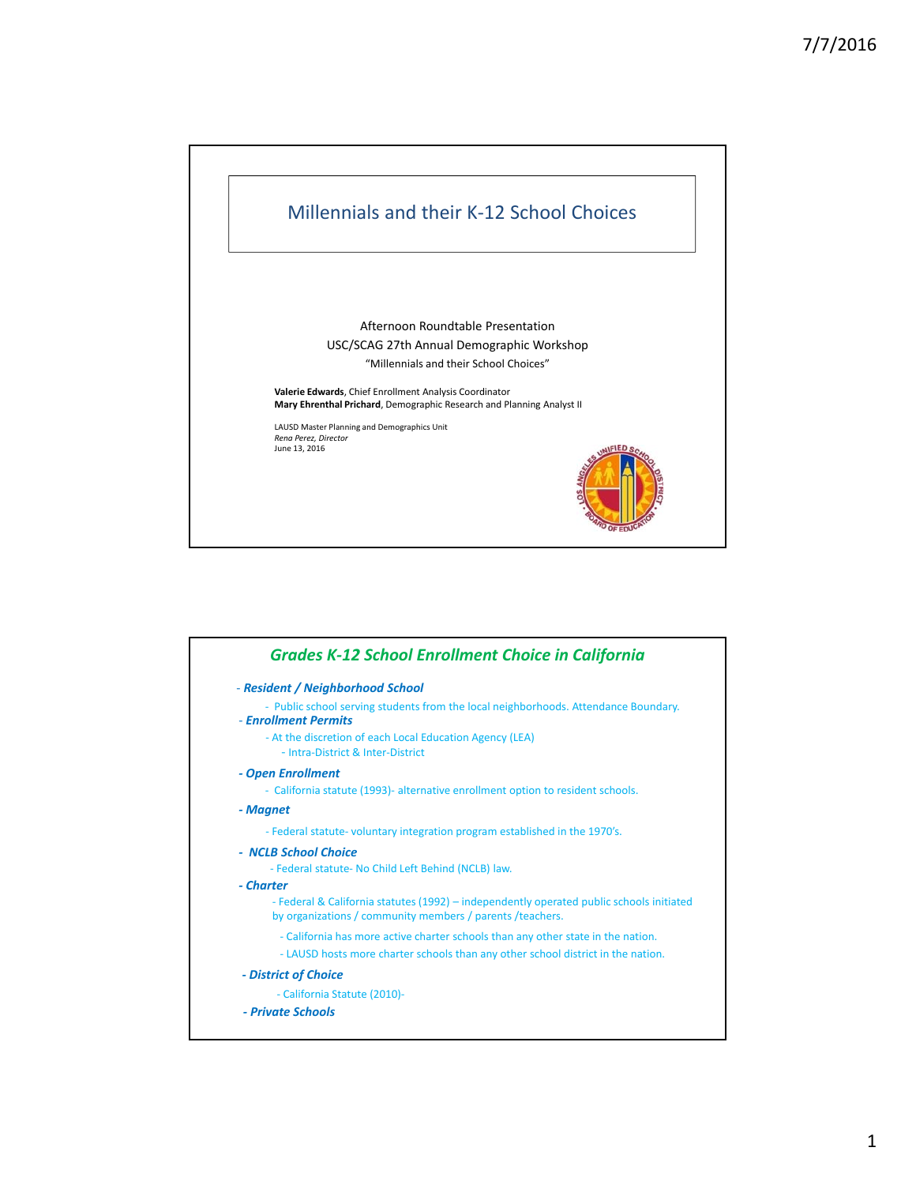# Millennials and their K-12 School Choices

Afternoon Roundtable Presentation

USC/SCAG 27th Annual Demographic Workshop

"Millennials and their School Choices"

**Valerie Edwards**, Chief Enrollment Analysis Coordinator

**Mary Ehrenthal Prichard**, Demographic Research and Planning Analyst II

LAUSD Master Planning and Demographics Unit

*Rena Perez, Director*

June 13, 2016

## *Grades K-12 School Enrollment Choice in California*

- ***Resident / Neighborhood School***
  - Public school serving students from the local neighborhoods. Attendance Boundary.
- ***Enrollment Permits***
  - At the discretion of each Local Education Agency (LEA)
    - Intra-District & Inter-District
- ***Open Enrollment***
  - California statute (1993)- alternative enrollment option to resident schools.
- ***Magnet***
  - Federal statute- voluntary integration program established in the 1970's.
- ***NCLB School Choice***
  - Federal statute- No Child Left Behind (NCLB) law.
- ***Charter***
  - Federal & California statutes (1992) – independently operated public schools initiated by organizations / community members / parents /teachers.
    - California has more active charter schools than any other state in the nation.
    - LAUSD hosts more charter schools than any other school district in the nation.
- ***District of Choice***
  - California Statute (2010)-
- ***Private Schools***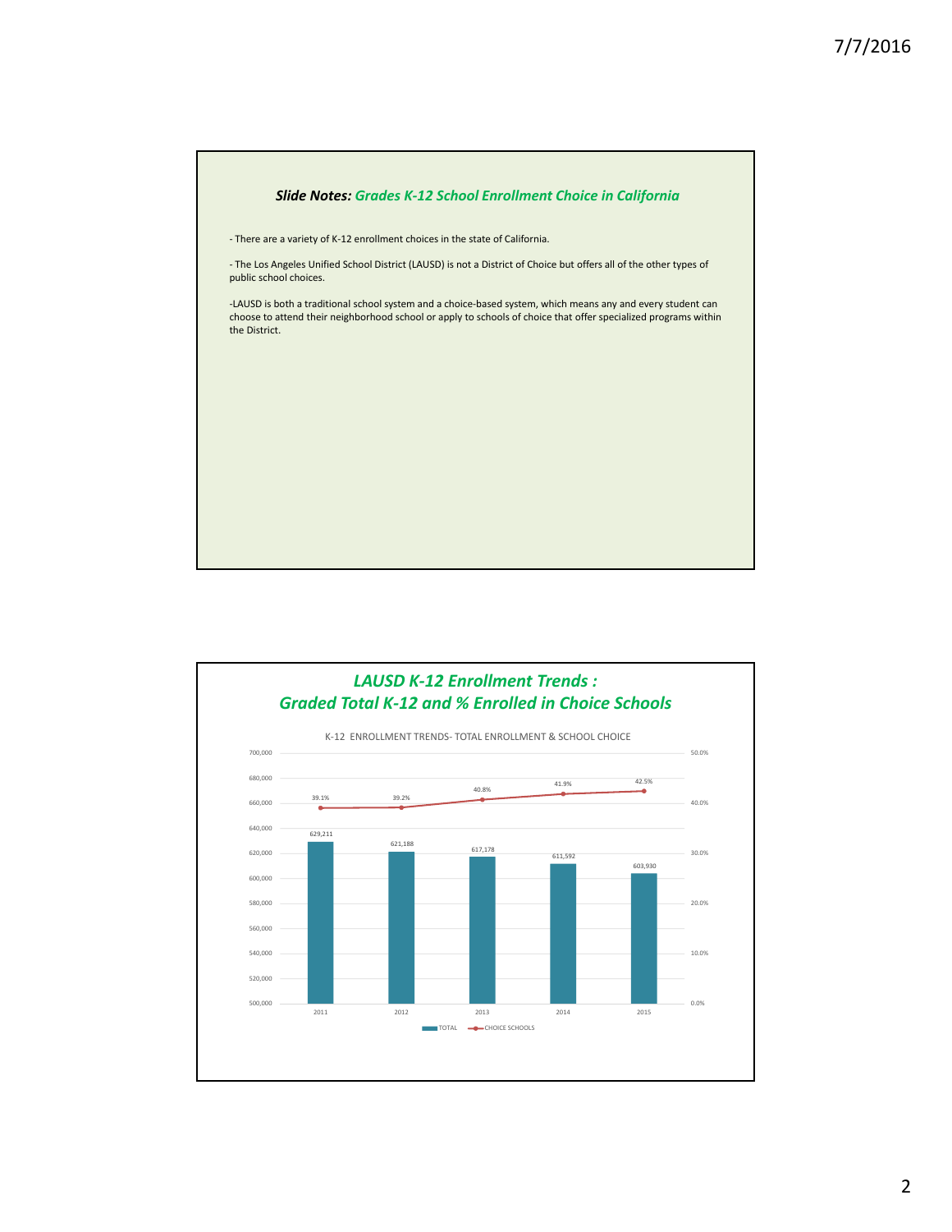### *Slide Notes: Grades K-12 School Enrollment Choice in California*

- There are a variety of K-12 enrollment choices in the state of California.

- The Los Angeles Unified School District (LAUSD) is not a District of Choice but offers all of the other types of public school choices.

-LAUSD is both a traditional school system and a choice-based system, which means any and every student can choose to attend their neighborhood school or apply to schools of choice that offer specialized programs within the District.

## *LAUSD K-12 Enrollment Trends : Graded Total K-12 and % Enrolled in Choice Schools*

K-12 ENROLLMENT TRENDS- TOTAL ENROLLMENT & SCHOOL CHOICE

| Year | TOTAL | CHOICE SCHOOLS |
|---|---|---|
| 2011 | 629,211 | 39.1% |
| 2012 | 621,188 | 39.2% |
| 2013 | 617,178 | 40.8% |
| 2014 | 611,592 | 41.9% |
| 2015 | 603,930 | 42.5% |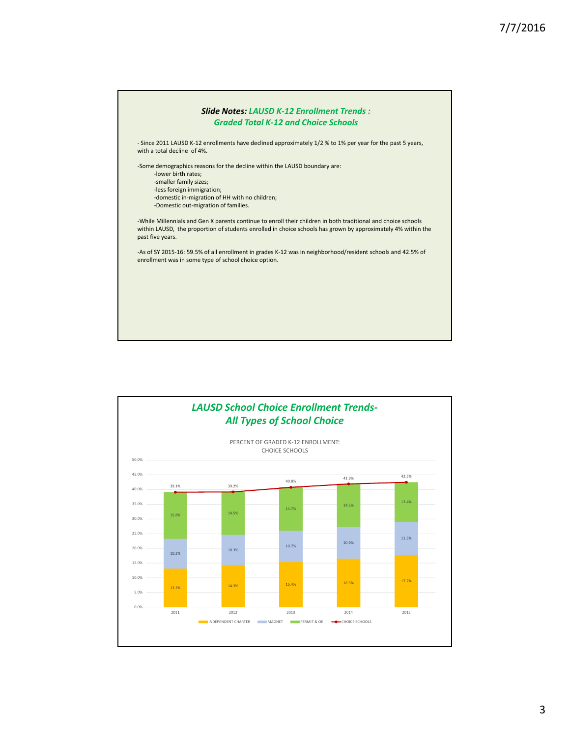### *Slide Notes: LAUSD K-12 Enrollment Trends : Graded Total K-12 and Choice Schools*

- Since 2011 LAUSD K-12 enrollments have declined approximately 1/2 % to 1% per year for the past 5 years, with a total decline of 4%.

-Some demographics reasons for the decline within the LAUSD boundary are:
- -lower birth rates;
- -smaller family sizes;
- -less foreign immigration;
- -domestic in-migration of HH with no children;
- -Domestic out-migration of families.

-While Millennials and Gen X parents continue to enroll their children in both traditional and choice schools within LAUSD, the proportion of students enrolled in choice schools has grown by approximately 4% within the past five years.

-As of SY 2015-16: 59.5% of all enrollment in grades K-12 was in neighborhood/resident schools and 42.5% of enrollment was in some type of school choice option.

## *LAUSD School Choice Enrollment Trends- All Types of School Choice*

PERCENT OF GRADED K-12 ENROLLMENT: CHOICE SCHOOLS

| Year | INDEPENDENT CHARTER | MAGNET | PERMIT & OE | CHOICE SCHOOLS |
|---|---|---|---|---|
| 2011 | 13.2% | 10.2% | 15.8% | 39.1% |
| 2012 | 14.3% | 10.3% | 14.5% | 39.2% |
| 2013 | 15.4% | 10.7% | 14.7% | 40.8% |
| 2014 | 16.5% | 10.9% | 14.5% | 41.9% |
| 2015 | 17.7% | 11.3% | 13.4% | 42.5% |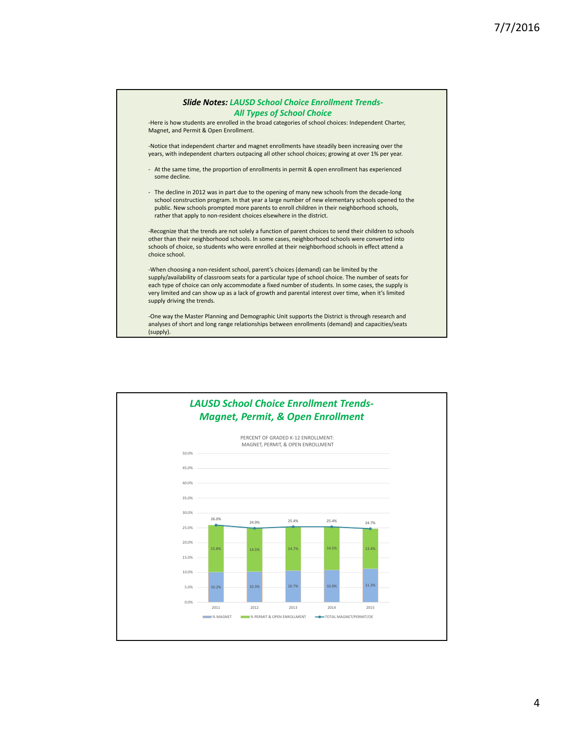## *Slide Notes: LAUSD School Choice Enrollment Trends- All Types of School Choice*

-Here is how students are enrolled in the broad categories of school choices: Independent Charter, Magnet, and Permit & Open Enrollment.

-Notice that independent charter and magnet enrollments have steadily been increasing over the years, with independent charters outpacing all other school choices; growing at over 1% per year.

- At the same time, the proportion of enrollments in permit & open enrollment has experienced some decline.
- The decline in 2012 was in part due to the opening of many new schools from the decade-long school construction program. In that year a large number of new elementary schools opened to the public. New schools prompted more parents to enroll children in their neighborhood schools, rather that apply to non-resident choices elsewhere in the district.

-Recognize that the trends are not solely a function of parent choices to send their children to schools other than their neighborhood schools. In some cases, neighborhood schools were converted into schools of choice, so students who were enrolled at their neighborhood schools in effect attend a choice school.

-When choosing a non-resident school, parent's choices (demand) can be limited by the supply/availability of classroom seats for a particular type of school choice. The number of seats for each type of choice can only accommodate a fixed number of students. In some cases, the supply is very limited and can show up as a lack of growth and parental interest over time, when it's limited supply driving the trends.

-One way the Master Planning and Demographic Unit supports the District is through research and analyses of short and long range relationships between enrollments (demand) and capacities/seats (supply).

## *LAUSD School Choice Enrollment Trends- Magnet, Permit, & Open Enrollment*

PERCENT OF GRADED K-12 ENROLLMENT: MAGNET, PERMIT, & OPEN ENROLLMENT

| Year | % MAGNET | % PERMIT & OPEN ENROLLMENT | TOTAL MAGNET/PERMIT/OE |
|---|---|---|---|
| 2011 | 10.2% | 15.8% | 26.0% |
| 2012 | 10.3% | 14.5% | 24.9% |
| 2013 | 10.7% | 14.7% | 25.4% |
| 2014 | 10.9% | 14.5% | 25.4% |
| 2015 | 11.3% | 13.4% | 24.7% |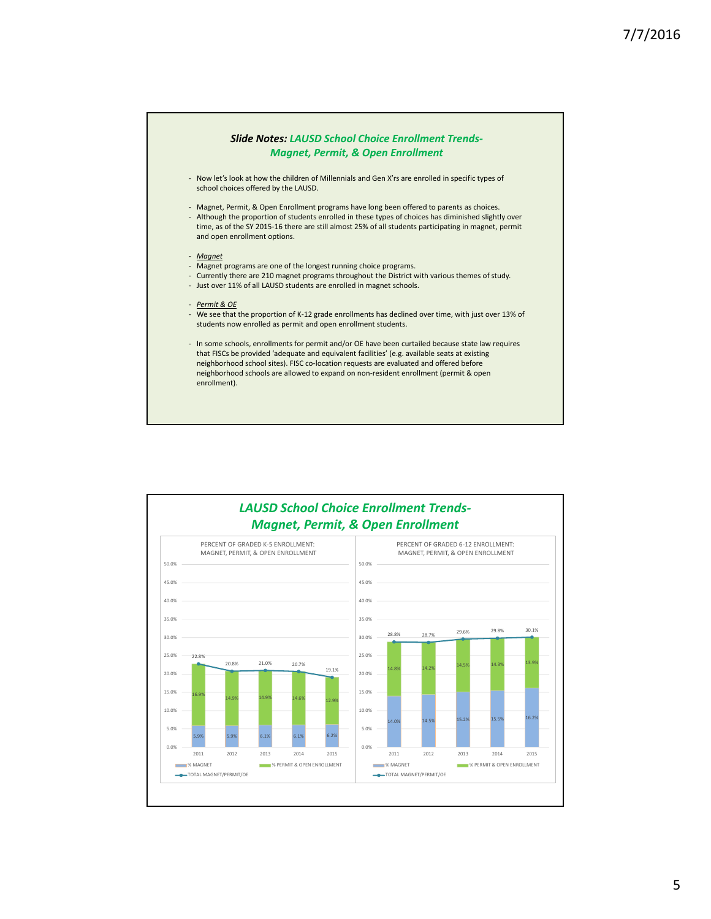## *Slide Notes:* *LAUSD School Choice Enrollment Trends- Magnet, Permit, & Open Enrollment*

- Now let's look at how the children of Millennials and Gen X'rs are enrolled in specific types of school choices offered by the LAUSD.

- Magnet, Permit, & Open Enrollment programs have long been offered to parents as choices.
- Although the proportion of students enrolled in these types of choices has diminished slightly over time, as of the SY 2015-16 there are still almost 25% of all students participating in magnet, permit and open enrollment options.

- *Magnet*
- Magnet programs are one of the longest running choice programs.
- Currently there are 210 magnet programs throughout the District with various themes of study.
- Just over 11% of all LAUSD students are enrolled in magnet schools.

- *Permit & OE*
- We see that the proportion of K-12 grade enrollments has declined over time, with just over 13% of students now enrolled as permit and open enrollment students.

- In some schools, enrollments for permit and/or OE have been curtailed because state law requires that FISCs be provided 'adequate and equivalent facilities' (e.g. available seats at existing neighborhood school sites). FISC co-location requests are evaluated and offered before neighborhood schools are allowed to expand on non-resident enrollment (permit & open enrollment).

## *LAUSD School Choice Enrollment Trends- Magnet, Permit, & Open Enrollment*

**PERCENT OF GRADED K-5 ENROLLMENT: MAGNET, PERMIT, & OPEN ENROLLMENT**

| Year | % MAGNET | % PERMIT & OPEN ENROLLMENT | TOTAL MAGNET/PERMIT/OE |
|---|---|---|---|
| 2011 | 5.9% | 16.9% | 22.8% |
| 2012 | 5.9% | 14.9% | 20.8% |
| 2013 | 6.1% | 14.9% | 21.0% |
| 2014 | 6.1% | 14.6% | 20.7% |
| 2015 | 6.2% | 12.9% | 19.1% |

**PERCENT OF GRADED 6-12 ENROLLMENT: MAGNET, PERMIT, & OPEN ENROLLMENT**

| Year | % MAGNET | % PERMIT & OPEN ENROLLMENT | TOTAL MAGNET/PERMIT/OE |
|---|---|---|---|
| 2011 | 14.0% | 14.8% | 28.8% |
| 2012 | 14.5% | 14.2% | 28.7% |
| 2013 | 15.2% | 14.5% | 29.6% |
| 2014 | 15.5% | 14.3% | 29.8% |
| 2015 | 16.2% | 13.9% | 30.1% |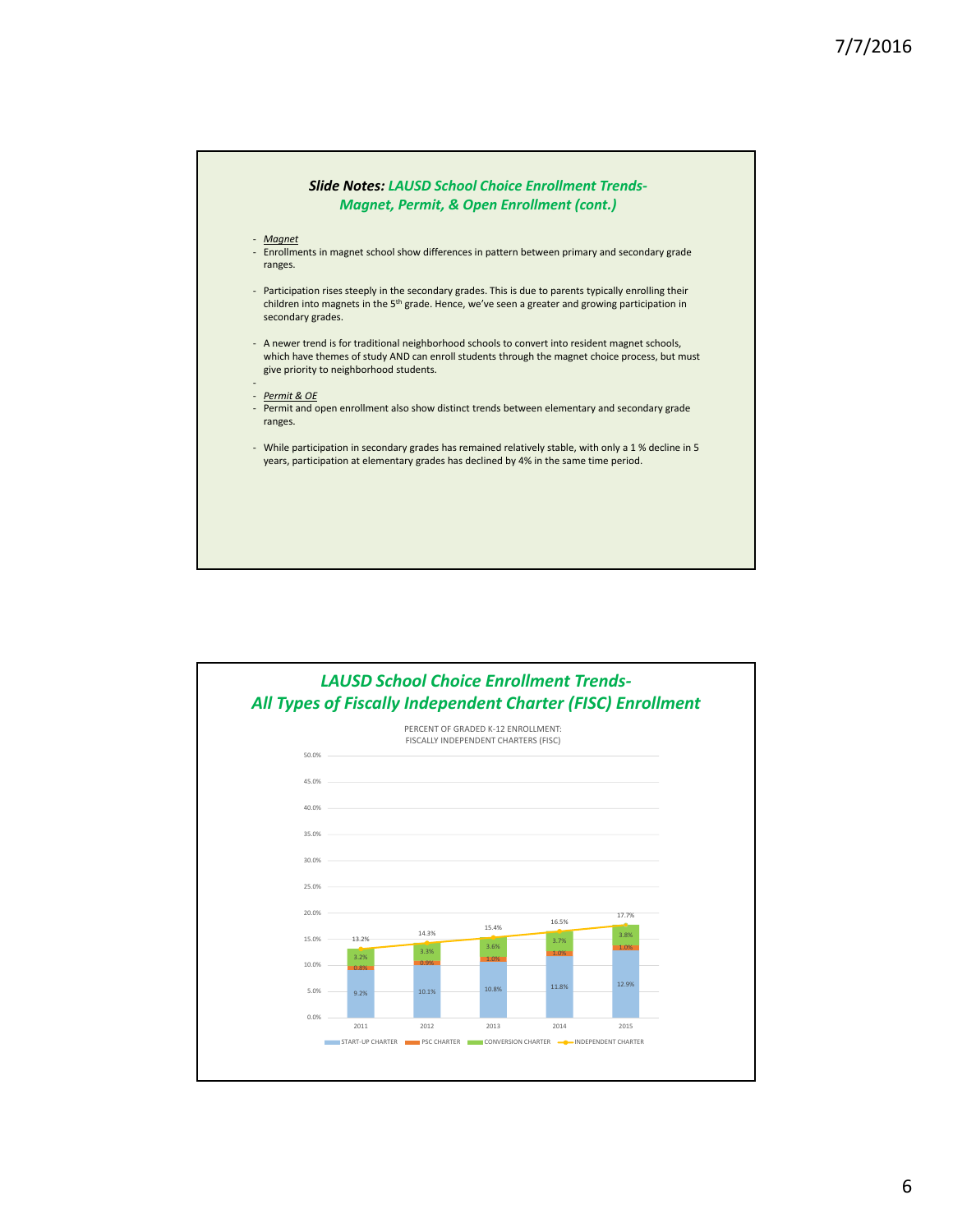## *Slide Notes: LAUSD School Choice Enrollment Trends- Magnet, Permit, & Open Enrollment (cont.)*

- *Magnet*
- Enrollments in magnet school show differences in pattern between primary and secondary grade ranges.
- Participation rises steeply in the secondary grades. This is due to parents typically enrolling their children into magnets in the 5th grade. Hence, we've seen a greater and growing participation in secondary grades.
- A newer trend is for traditional neighborhood schools to convert into resident magnet schools, which have themes of study AND can enroll students through the magnet choice process, but must give priority to neighborhood students.
-
- *Permit & OE*
- Permit and open enrollment also show distinct trends between elementary and secondary grade ranges.
- While participation in secondary grades has remained relatively stable, with only a 1 % decline in 5 years, participation at elementary grades has declined by 4% in the same time period.

## *LAUSD School Choice Enrollment Trends- All Types of Fiscally Independent Charter (FISC) Enrollment*

PERCENT OF GRADED K-12 ENROLLMENT: FISCALLY INDEPENDENT CHARTERS (FISC)

| Year | START-UP CHARTER | PSC CHARTER | CONVERSION CHARTER | INDEPENDENT CHARTER |
|---|---|---|---|---|
| 2011 | 9.2% | 0.8% | 3.2% | 13.2% |
| 2012 | 10.1% | 0.9% | 3.3% | 14.3% |
| 2013 | 10.8% | 1.0% | 3.6% | 15.4% |
| 2014 | 11.8% | 1.0% | 3.7% | 16.5% |
| 2015 | 12.9% | 1.0% | 3.8% | 17.7% |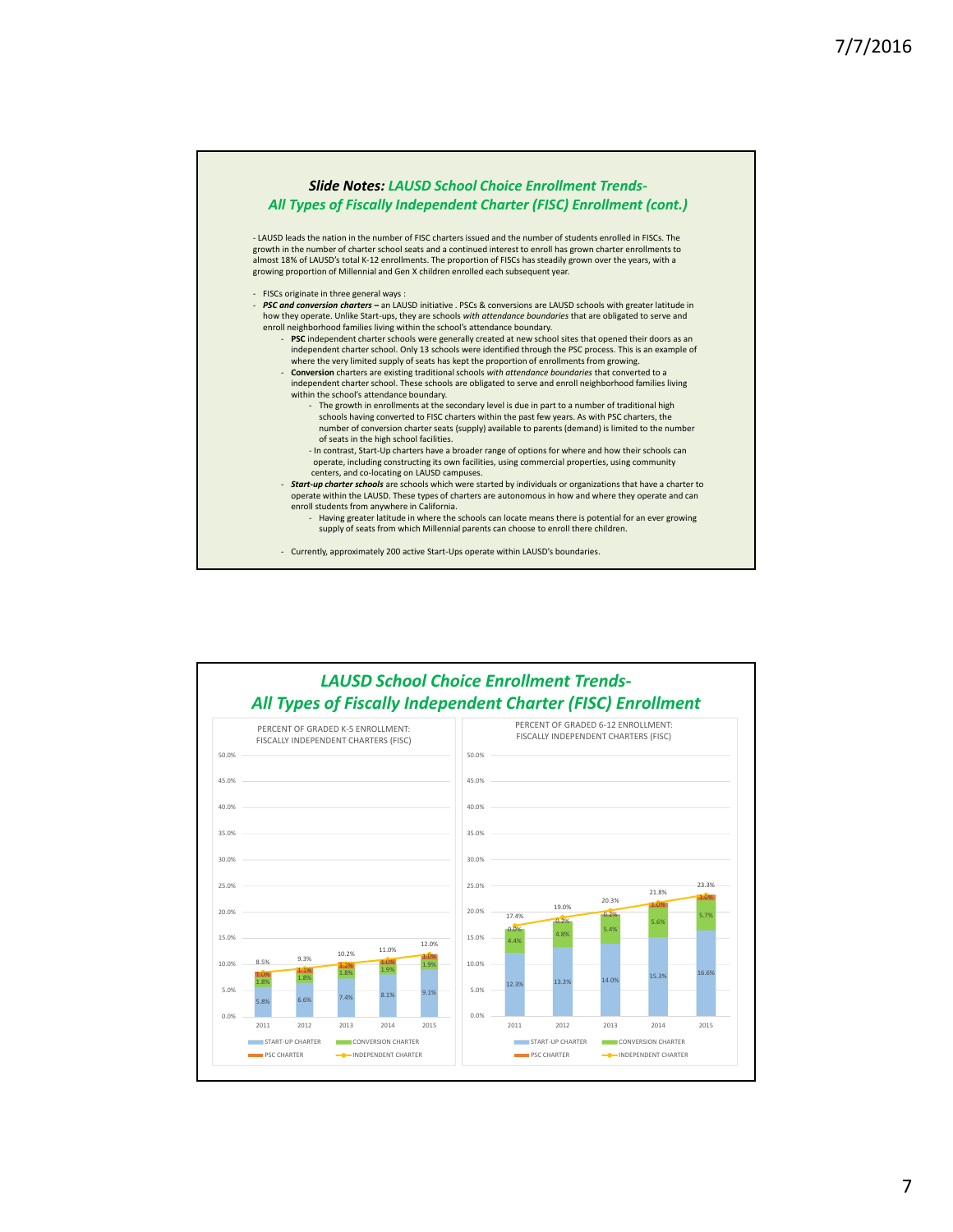### *Slide Notes: LAUSD School Choice Enrollment Trends- All Types of Fiscally Independent Charter (FISC) Enrollment (cont.)*

- LAUSD leads the nation in the number of FISC charters issued and the number of students enrolled in FISCs. The growth in the number of charter school seats and a continued interest to enroll has grown charter enrollments to almost 18% of LAUSD's total K-12 enrollments. The proportion of FISCs has steadily grown over the years, with a growing proportion of Millennial and Gen X children enrolled each subsequent year.

- FISCs originate in three general ways :
- ***PSC and conversion charters*** – an LAUSD initiative . PSCs & conversions are LAUSD schools with greater latitude in how they operate. Unlike Start-ups, they are schools *with attendance boundaries* that are obligated to serve and enroll neighborhood families living within the school's attendance boundary.
  - **PSC** independent charter schools were generally created at new school sites that opened their doors as an independent charter school. Only 13 schools were identified through the PSC process. This is an example of where the very limited supply of seats has kept the proportion of enrollments from growing.
  - **Conversion** charters are existing traditional schools *with attendance boundaries* that converted to a independent charter school. These schools are obligated to serve and enroll neighborhood families living within the school's attendance boundary.
    - The growth in enrollments at the secondary level is due in part to a number of traditional high schools having converted to FISC charters within the past few years. As with PSC charters, the number of conversion charter seats (supply) available to parents (demand) is limited to the number of seats in the high school facilities.
    - In contrast, Start-Up charters have a broader range of options for where and how their schools can operate, including constructing its own facilities, using commercial properties, using community centers, and co-locating on LAUSD campuses.
  - ***Start-up charter schools*** are schools which were started by individuals or organizations that have a charter to operate within the LAUSD. These types of charters are autonomous in how and where they operate and can enroll students from anywhere in California.
    - Having greater latitude in where the schools can locate means there is potential for an ever growing supply of seats from which Millennial parents can choose to enroll there children.
  - Currently, approximately 200 active Start-Ups operate within LAUSD's boundaries.

## *LAUSD School Choice Enrollment Trends- All Types of Fiscally Independent Charter (FISC) Enrollment*

**PERCENT OF GRADED K-5 ENROLLMENT: FISCALLY INDEPENDENT CHARTERS (FISC)**

| Year | Start-Up Charter | Conversion Charter | PSC Charter | Independent Charter |
|---|---|---|---|---|
| 2011 | 5.8% | 1.8% | 1.0% | 8.5% |
| 2012 | 6.6% | 1.8% | 1.1% | 9.3% |
| 2013 | 7.4% | 1.8% | 1.2% | 10.2% |
| 2014 | 8.1% | 1.9% | 1.0% | 11.0% |
| 2015 | 9.1% | 1.9% | 1.0% | 12.0% |

**PERCENT OF GRADED 6-12 ENROLLMENT: FISCALLY INDEPENDENT CHARTERS (FISC)**

| Year | Start-Up Charter | Conversion Charter | PSC Charter | Independent Charter |
|---|---|---|---|---|
| 2011 | 12.3% | 4.4% | 0.6% | 17.4% |
| 2012 | 13.3% | 4.8% | 0.2% | 19.0% |
| 2013 | 14.0% | 5.4% | 0.3% | 20.3% |
| 2014 | 15.3% | 5.6% | 1.0% | 21.8% |
| 2015 | 16.6% | 5.7% | 1.0% | 23.3% |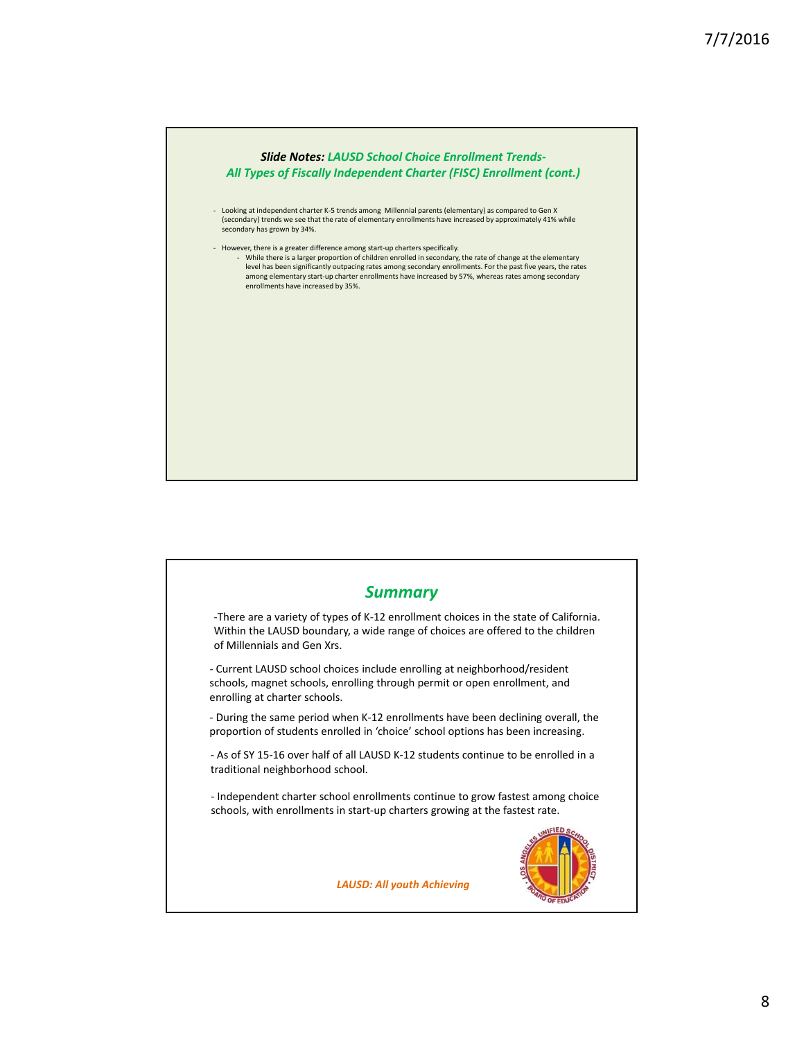### *Slide Notes: LAUSD School Choice Enrollment Trends- All Types of Fiscally Independent Charter (FISC) Enrollment (cont.)*

- Looking at independent charter K-5 trends among Millennial parents (elementary) as compared to Gen X (secondary) trends we see that the rate of elementary enrollments have increased by approximately 41% while secondary has grown by 34%.
- However, there is a greater difference among start-up charters specifically.
  - While there is a larger proportion of children enrolled in secondary, the rate of change at the elementary level has been significantly outpacing rates among secondary enrollments. For the past five years, the rates among elementary start-up charter enrollments have increased by 57%, whereas rates among secondary enrollments have increased by 35%.

## *Summary*

-There are a variety of types of K-12 enrollment choices in the state of California. Within the LAUSD boundary, a wide range of choices are offered to the children of Millennials and Gen Xrs.

- Current LAUSD school choices include enrolling at neighborhood/resident schools, magnet schools, enrolling through permit or open enrollment, and enrolling at charter schools.

- During the same period when K-12 enrollments have been declining overall, the proportion of students enrolled in 'choice' school options has been increasing.

- As of SY 15-16 over half of all LAUSD K-12 students continue to be enrolled in a traditional neighborhood school.

- Independent charter school enrollments continue to grow fastest among choice schools, with enrollments in start-up charters growing at the fastest rate.

*LAUSD: All youth Achieving*